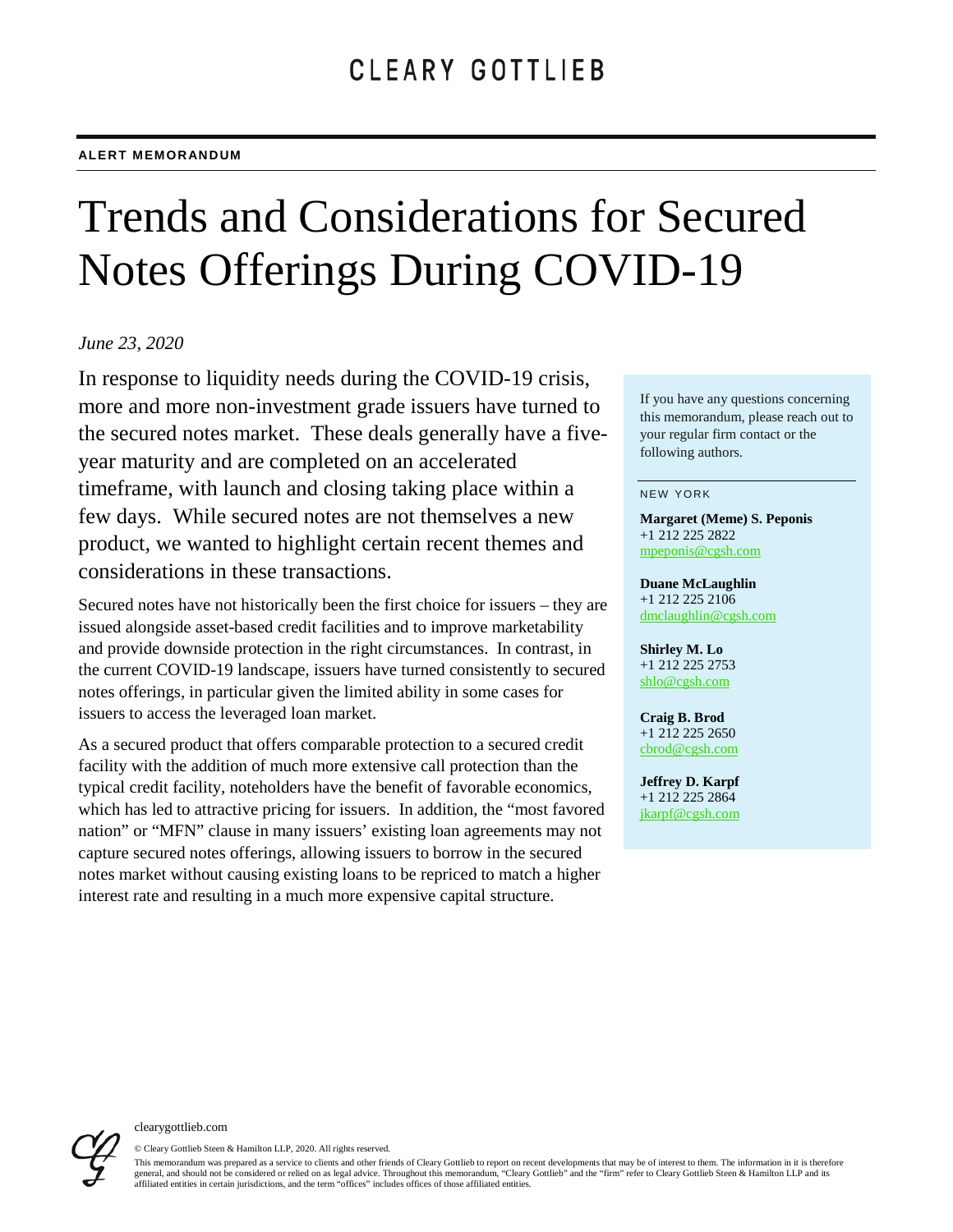CLEARY GOTTLIEB

**ALERT MEMORANDUM**

# Trends and Considerations for Secured Notes Offerings During COVID-19

*June 23, 2020*

In response to liquidity needs during the COVID-19 crisis, more and more non-investment grade issuers have turned to the secured notes market. These deals generally have a five-year maturity and are completed on an accelerated timeframe, with launch and closing taking place within a few days. While secured notes are not themselves a new product, we wanted to highlight certain recent themes and considerations in these transactions.

Secured notes have not historically been the first choice for issuers – they are issued alongside asset-based credit facilities and to improve marketability and provide downside protection in the right circumstances. In contrast, in the current COVID-19 landscape, issuers have turned consistently to secured notes offerings, in particular given the limited ability in some cases for issuers to access the leveraged loan market.

As a secured product that offers comparable protection to a secured credit facility with the addition of much more extensive call protection than the typical credit facility, noteholders have the benefit of favorable economics, which has led to attractive pricing for issuers. In addition, the "most favored nation" or "MFN" clause in many issuers' existing loan agreements may not capture secured notes offerings, allowing issuers to borrow in the secured notes market without causing existing loans to be repriced to match a higher interest rate and resulting in a much more expensive capital structure.

If you have any questions concerning this memorandum, please reach out to your regular firm contact or the following authors.

NEW YORK

**Margaret (Meme) S. Peponis**
+1 212 225 2822
mpeponis@cgsh.com

**Duane McLaughlin**
+1 212 225 2106
dmclaughlin@cgsh.com

**Shirley M. Lo**
+1 212 225 2753
shlo@cgsh.com

**Craig B. Brod**
+1 212 225 2650
cbrod@cgsh.com

**Jeffrey D. Karpf**
+1 212 225 2864
jkarpf@cgsh.com

clearygottlieb.com

© Cleary Gottlieb Steen & Hamilton LLP, 2020. All rights reserved.

This memorandum was prepared as a service to clients and other friends of Cleary Gottlieb to report on recent developments that may be of interest to them. The information in it is therefore general, and should not be considered or relied on as legal advice. Throughout this memorandum, "Cleary Gottlieb" and the "firm" refer to Cleary Gottlieb Steen & Hamilton LLP and its affiliated entities in certain jurisdictions, and the term "offices" includes offices of those affiliated entities.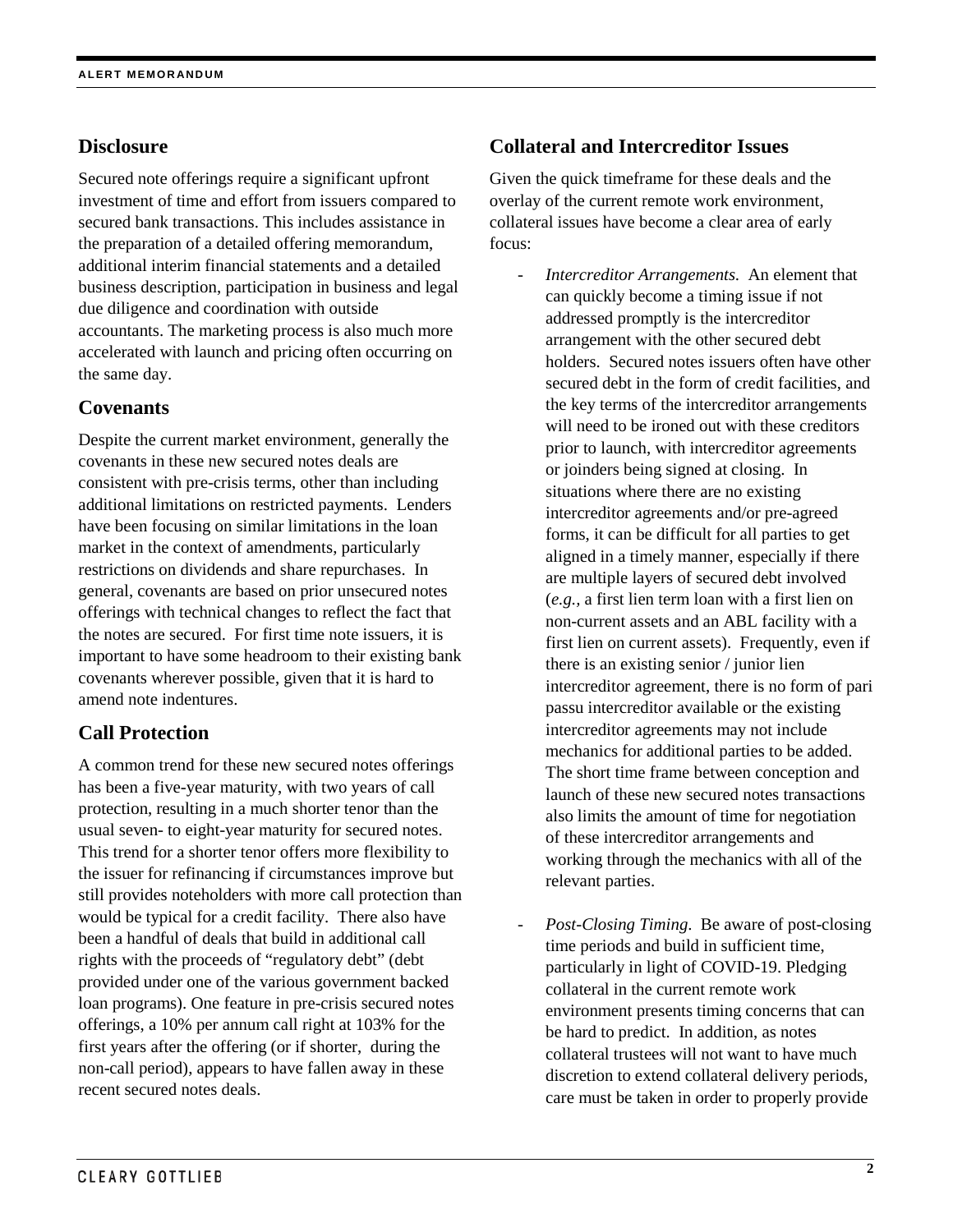## Disclosure

Secured note offerings require a significant upfront investment of time and effort from issuers compared to secured bank transactions. This includes assistance in the preparation of a detailed offering memorandum, additional interim financial statements and a detailed business description, participation in business and legal due diligence and coordination with outside accountants. The marketing process is also much more accelerated with launch and pricing often occurring on the same day.

## Covenants

Despite the current market environment, generally the covenants in these new secured notes deals are consistent with pre-crisis terms, other than including additional limitations on restricted payments. Lenders have been focusing on similar limitations in the loan market in the context of amendments, particularly restrictions on dividends and share repurchases. In general, covenants are based on prior unsecured notes offerings with technical changes to reflect the fact that the notes are secured. For first time note issuers, it is important to have some headroom to their existing bank covenants wherever possible, given that it is hard to amend note indentures.

## Call Protection

A common trend for these new secured notes offerings has been a five-year maturity, with two years of call protection, resulting in a much shorter tenor than the usual seven- to eight-year maturity for secured notes. This trend for a shorter tenor offers more flexibility to the issuer for refinancing if circumstances improve but still provides noteholders with more call protection than would be typical for a credit facility. There also have been a handful of deals that build in additional call rights with the proceeds of "regulatory debt" (debt provided under one of the various government backed loan programs). One feature in pre-crisis secured notes offerings, a 10% per annum call right at 103% for the first years after the offering (or if shorter, during the non-call period), appears to have fallen away in these recent secured notes deals.

## Collateral and Intercreditor Issues

Given the quick timeframe for these deals and the overlay of the current remote work environment, collateral issues have become a clear area of early focus:

- *Intercreditor Arrangements.* An element that can quickly become a timing issue if not addressed promptly is the intercreditor arrangement with the other secured debt holders. Secured notes issuers often have other secured debt in the form of credit facilities, and the key terms of the intercreditor arrangements will need to be ironed out with these creditors prior to launch, with intercreditor agreements or joinders being signed at closing. In situations where there are no existing intercreditor agreements and/or pre-agreed forms, it can be difficult for all parties to get aligned in a timely manner, especially if there are multiple layers of secured debt involved (*e.g.*, a first lien term loan with a first lien on non-current assets and an ABL facility with a first lien on current assets). Frequently, even if there is an existing senior / junior lien intercreditor agreement, there is no form of pari passu intercreditor available or the existing intercreditor agreements may not include mechanics for additional parties to be added. The short time frame between conception and launch of these new secured notes transactions also limits the amount of time for negotiation of these intercreditor arrangements and working through the mechanics with all of the relevant parties.

- *Post-Closing Timing.* Be aware of post-closing time periods and build in sufficient time, particularly in light of COVID-19. Pledging collateral in the current remote work environment presents timing concerns that can be hard to predict. In addition, as notes collateral trustees will not want to have much discretion to extend collateral delivery periods, care must be taken in order to properly provide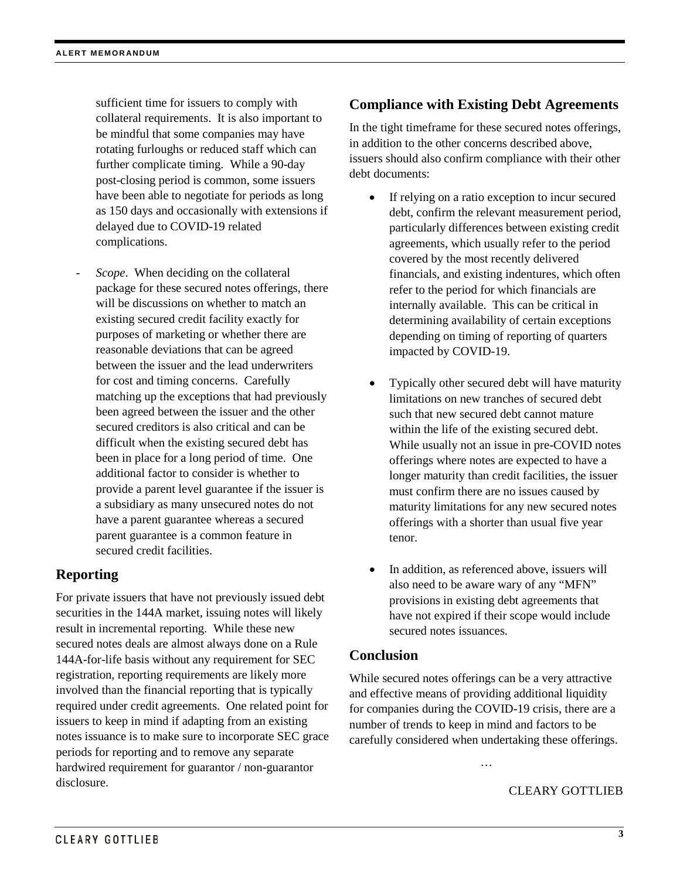sufficient time for issuers to comply with collateral requirements. It is also important to be mindful that some companies may have rotating furloughs or reduced staff which can further complicate timing. While a 90-day post-closing period is common, some issuers have been able to negotiate for periods as long as 150 days and occasionally with extensions if delayed due to COVID-19 related complications.

- *Scope*. When deciding on the collateral package for these secured notes offerings, there will be discussions on whether to match an existing secured credit facility exactly for purposes of marketing or whether there are reasonable deviations that can be agreed between the issuer and the lead underwriters for cost and timing concerns. Carefully matching up the exceptions that had previously been agreed between the issuer and the other secured creditors is also critical and can be difficult when the existing secured debt has been in place for a long period of time. One additional factor to consider is whether to provide a parent level guarantee if the issuer is a subsidiary as many unsecured notes do not have a parent guarantee whereas a secured parent guarantee is a common feature in secured credit facilities.

## Reporting

For private issuers that have not previously issued debt securities in the 144A market, issuing notes will likely result in incremental reporting. While these new secured notes deals are almost always done on a Rule 144A-for-life basis without any requirement for SEC registration, reporting requirements are likely more involved than the financial reporting that is typically required under credit agreements. One related point for issuers to keep in mind if adapting from an existing notes issuance is to make sure to incorporate SEC grace periods for reporting and to remove any separate hardwired requirement for guarantor / non-guarantor disclosure.

## Compliance with Existing Debt Agreements

In the tight timeframe for these secured notes offerings, in addition to the other concerns described above, issuers should also confirm compliance with their other debt documents:

- If relying on a ratio exception to incur secured debt, confirm the relevant measurement period, particularly differences between existing credit agreements, which usually refer to the period covered by the most recently delivered financials, and existing indentures, which often refer to the period for which financials are internally available. This can be critical in determining availability of certain exceptions depending on timing of reporting of quarters impacted by COVID-19.

- Typically other secured debt will have maturity limitations on new tranches of secured debt such that new secured debt cannot mature within the life of the existing secured debt. While usually not an issue in pre-COVID notes offerings where notes are expected to have a longer maturity than credit facilities, the issuer must confirm there are no issues caused by maturity limitations for any new secured notes offerings with a shorter than usual five year tenor.

- In addition, as referenced above, issuers will also need to be aware wary of any "MFN" provisions in existing debt agreements that have not expired if their scope would include secured notes issuances.

## Conclusion

While secured notes offerings can be a very attractive and effective means of providing additional liquidity for companies during the COVID-19 crisis, there are a number of trends to keep in mind and factors to be carefully considered when undertaking these offerings.

…

CLEARY GOTTLIEB